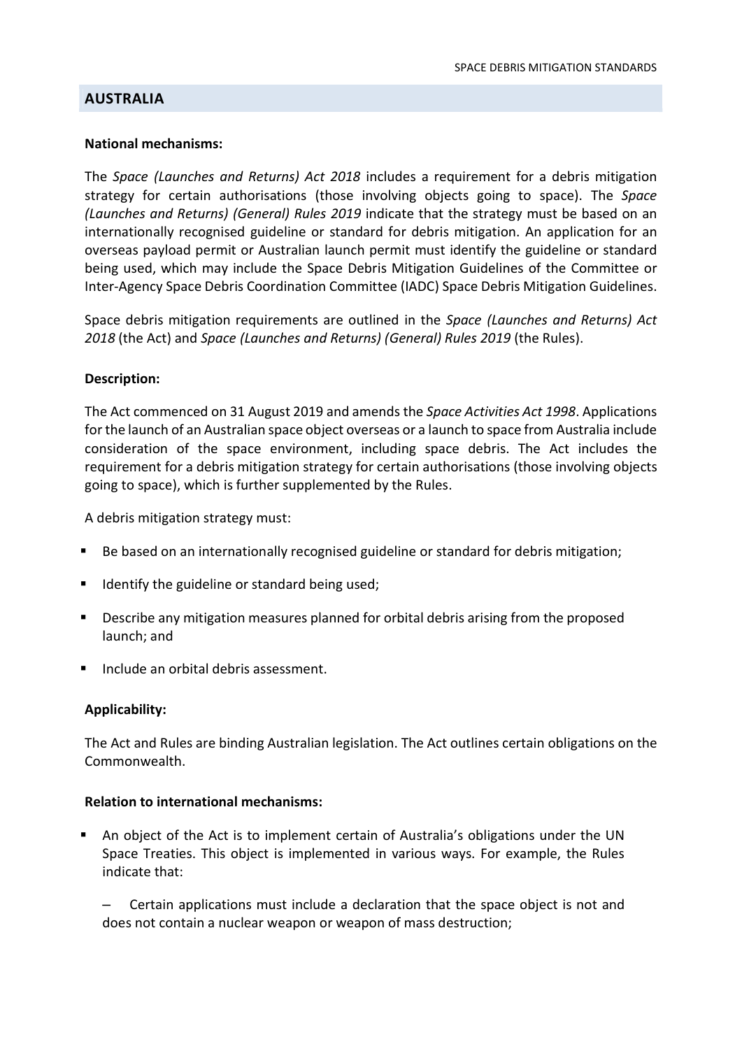## AUSTRALIA

**National mechanisms:**

The *Space (Launches and Returns) Act 2018* includes a requirement for a debris mitigation strategy for certain authorisations (those involving objects going to space). The *Space (Launches and Returns) (General) Rules 2019* indicate that the strategy must be based on an internationally recognised guideline or standard for debris mitigation. An application for an overseas payload permit or Australian launch permit must identify the guideline or standard being used, which may include the Space Debris Mitigation Guidelines of the Committee or Inter-Agency Space Debris Coordination Committee (IADC) Space Debris Mitigation Guidelines.

Space debris mitigation requirements are outlined in the *Space (Launches and Returns) Act 2018* (the Act) and *Space (Launches and Returns) (General) Rules 2019* (the Rules).

**Description:**

The Act commenced on 31 August 2019 and amends the *Space Activities Act 1998*. Applications for the launch of an Australian space object overseas or a launch to space from Australia include consideration of the space environment, including space debris. The Act includes the requirement for a debris mitigation strategy for certain authorisations (those involving objects going to space), which is further supplemented by the Rules.

A debris mitigation strategy must:

- Be based on an internationally recognised guideline or standard for debris mitigation;
- Identify the guideline or standard being used;
- Describe any mitigation measures planned for orbital debris arising from the proposed launch; and
- Include an orbital debris assessment.

**Applicability:**

The Act and Rules are binding Australian legislation. The Act outlines certain obligations on the Commonwealth.

**Relation to international mechanisms:**

- An object of the Act is to implement certain of Australia's obligations under the UN Space Treaties. This object is implemented in various ways. For example, the Rules indicate that:
  - Certain applications must include a declaration that the space object is not and does not contain a nuclear weapon or weapon of mass destruction;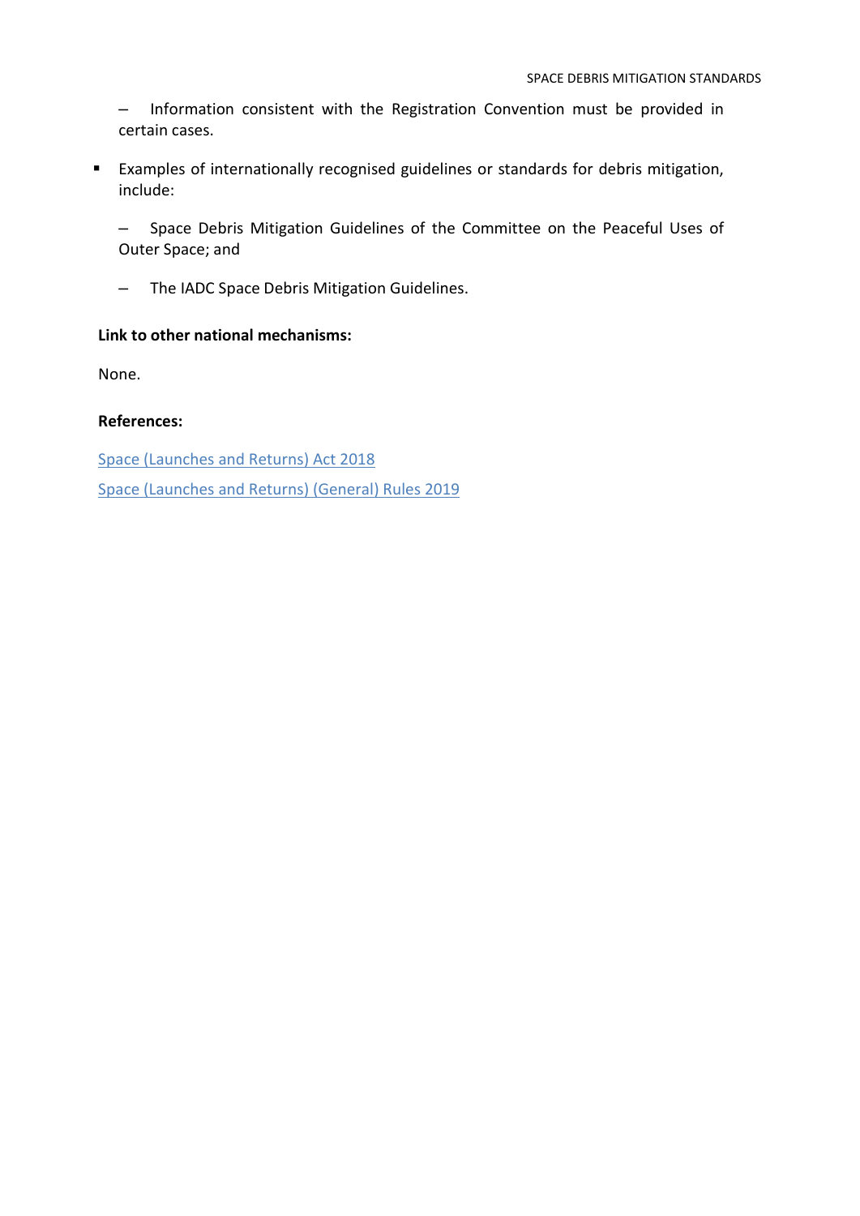– Information consistent with the Registration Convention must be provided in certain cases.

- Examples of internationally recognised guidelines or standards for debris mitigation, include:

  – Space Debris Mitigation Guidelines of the Committee on the Peaceful Uses of Outer Space; and

  – The IADC Space Debris Mitigation Guidelines.

**Link to other national mechanisms:**

None.

**References:**

Space (Launches and Returns) Act 2018

Space (Launches and Returns) (General) Rules 2019